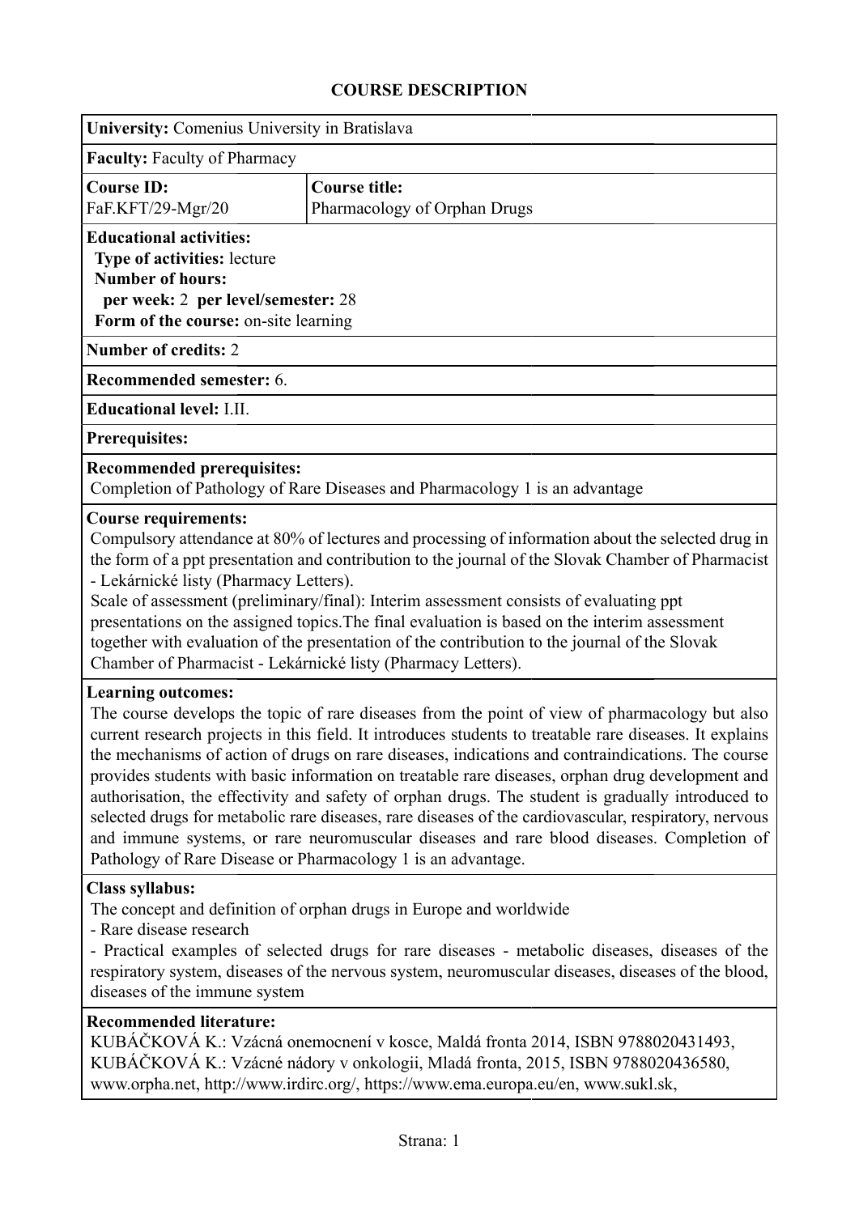# COURSE DESCRIPTION

**University:** Comenius University in Bratislava

**Faculty:** Faculty of Pharmacy

| **Course ID:** FaF.KFT/29-Mgr/20 | **Course title:** Pharmacology of Orphan Drugs |
|---|---|

**Educational activities:**
**Type of activities:** lecture
**Number of hours:**
**per week:** 2 **per level/semester:** 28
**Form of the course:** on-site learning

**Number of credits:** 2

**Recommended semester:** 6.

**Educational level:** I.II.

**Prerequisites:**

**Recommended prerequisites:**
Completion of Pathology of Rare Diseases and Pharmacology 1 is an advantage

**Course requirements:**
Compulsory attendance at 80% of lectures and processing of information about the selected drug in the form of a ppt presentation and contribution to the journal of the Slovak Chamber of Pharmacist - Lekárnické listy (Pharmacy Letters).
Scale of assessment (preliminary/final): Interim assessment consists of evaluating ppt presentations on the assigned topics.The final evaluation is based on the interim assessment together with evaluation of the presentation of the contribution to the journal of the Slovak Chamber of Pharmacist - Lekárnické listy (Pharmacy Letters).

**Learning outcomes:**
The course develops the topic of rare diseases from the point of view of pharmacology but also current research projects in this field. It introduces students to treatable rare diseases. It explains the mechanisms of action of drugs on rare diseases, indications and contraindications. The course provides students with basic information on treatable rare diseases, orphan drug development and authorisation, the effectivity and safety of orphan drugs. The student is gradually introduced to selected drugs for metabolic rare diseases, rare diseases of the cardiovascular, respiratory, nervous and immune systems, or rare neuromuscular diseases and rare blood diseases. Completion of Pathology of Rare Disease or Pharmacology 1 is an advantage.

**Class syllabus:**
The concept and definition of orphan drugs in Europe and worldwide
- Rare disease research
- Practical examples of selected drugs for rare diseases - metabolic diseases, diseases of the respiratory system, diseases of the nervous system, neuromuscular diseases, diseases of the blood, diseases of the immune system

**Recommended literature:**
KUBÁČKOVÁ K.: Vzácná onemocnení v kosce, Maldá fronta 2014, ISBN 9788020431493,
KUBÁČKOVÁ K.: Vzácné nádory v onkologii, Mladá fronta, 2015, ISBN 9788020436580,
www.orpha.net, http://www.irdirc.org/, https://www.ema.europa.eu/en, www.sukl.sk,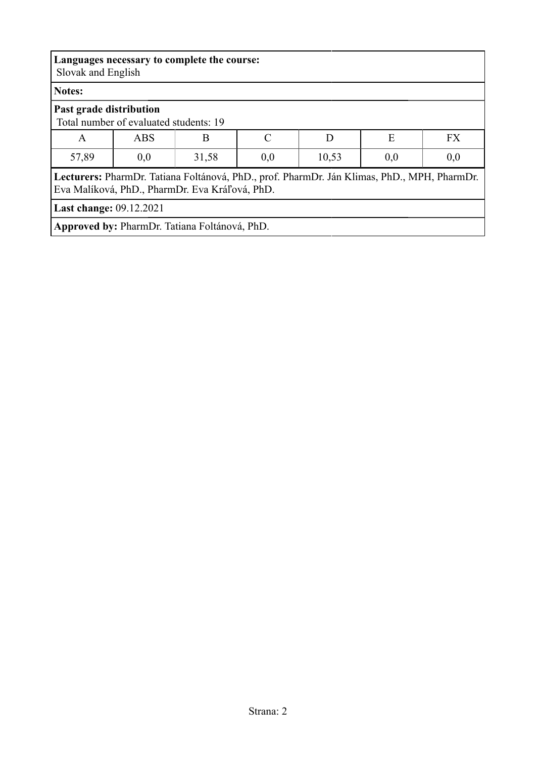**Languages necessary to complete the course:**
Slovak and English

**Notes:**

**Past grade distribution**
Total number of evaluated students: 19

| A | ABS | B | C | D | E | FX |
|---|---|---|---|---|---|---|
| 57,89 | 0,0 | 31,58 | 0,0 | 10,53 | 0,0 | 0,0 |

**Lecturers:** PharmDr. Tatiana Foltánová, PhD., prof. PharmDr. Ján Klimas, PhD., MPH, PharmDr. Eva Malíková, PhD., PharmDr. Eva Kráľová, PhD.

**Last change:** 09.12.2021

**Approved by:** PharmDr. Tatiana Foltánová, PhD.